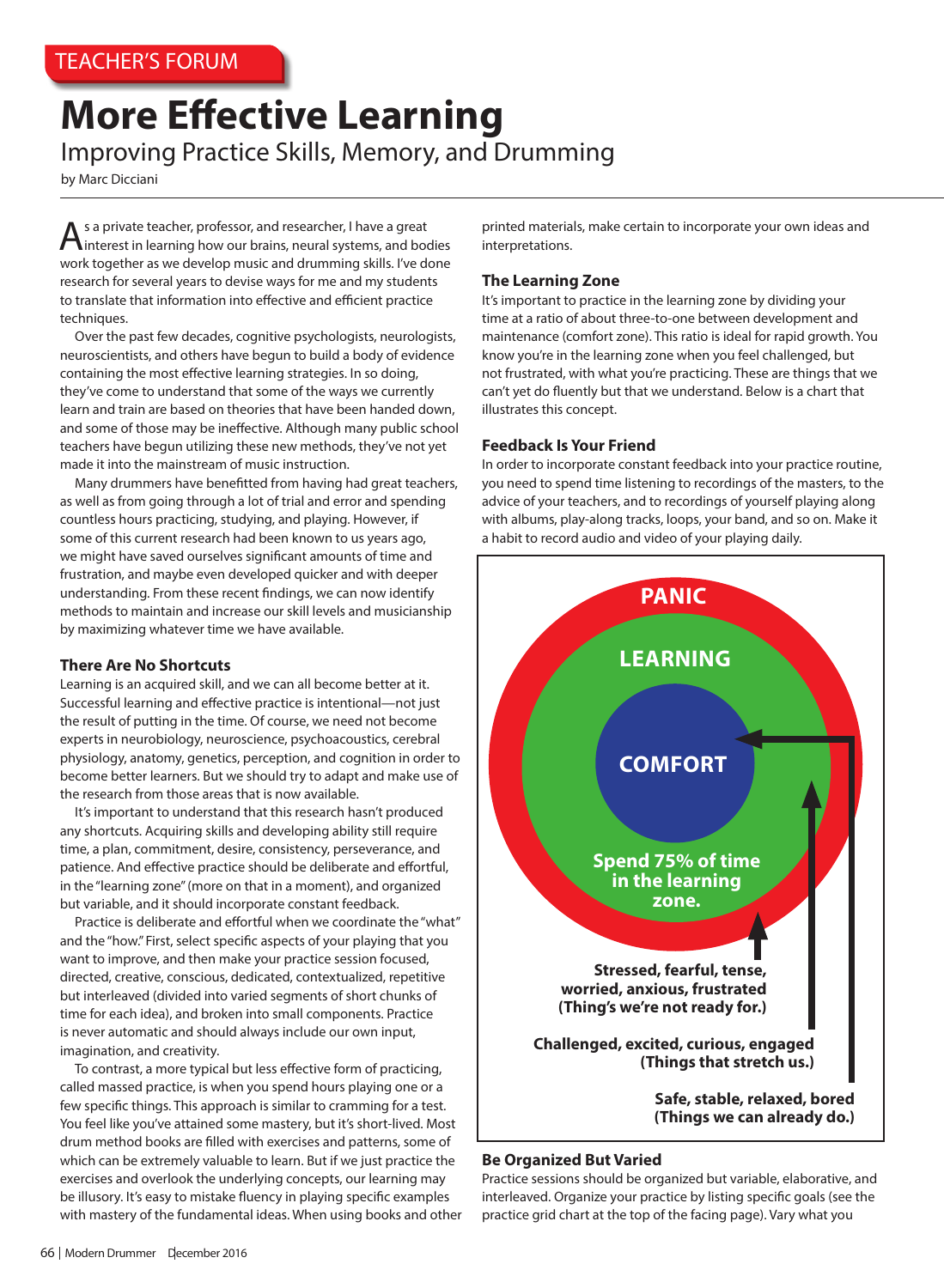TEACHER'S FORUM

# More Effective Learning

## Improving Practice Skills, Memory, and Drumming

by Marc Dicciani

As a private teacher, professor, and researcher, I have a great interest in learning how our brains, neural systems, and bodies work together as we develop music and drumming skills. I've done research for several years to devise ways for me and my students to translate that information into effective and efficient practice techniques.

Over the past few decades, cognitive psychologists, neurologists, neuroscientists, and others have begun to build a body of evidence containing the most effective learning strategies. In so doing, they've come to understand that some of the ways we currently learn and train are based on theories that have been handed down, and some of those may be ineffective. Although many public school teachers have begun utilizing these new methods, they've not yet made it into the mainstream of music instruction.

Many drummers have benefitted from having had great teachers, as well as from going through a lot of trial and error and spending countless hours practicing, studying, and playing. However, if some of this current research had been known to us years ago, we might have saved ourselves significant amounts of time and frustration, and maybe even developed quicker and with deeper understanding. From these recent findings, we can now identify methods to maintain and increase our skill levels and musicianship by maximizing whatever time we have available.

### There Are No Shortcuts

Learning is an acquired skill, and we can all become better at it. Successful learning and effective practice is intentional—not just the result of putting in the time. Of course, we need not become experts in neurobiology, neuroscience, psychoacoustics, cerebral physiology, anatomy, genetics, perception, and cognition in order to become better learners. But we should try to adapt and make use of the research from those areas that is now available.

It's important to understand that this research hasn't produced any shortcuts. Acquiring skills and developing ability still require time, a plan, commitment, desire, consistency, perseverance, and patience. And effective practice should be deliberate and effortful, in the "learning zone" (more on that in a moment), and organized but variable, and it should incorporate constant feedback.

Practice is deliberate and effortful when we coordinate the "what" and the "how." First, select specific aspects of your playing that you want to improve, and then make your practice session focused, directed, creative, conscious, dedicated, contextualized, repetitive but interleaved (divided into varied segments of short chunks of time for each idea), and broken into small components. Practice is never automatic and should always include our own input, imagination, and creativity.

To contrast, a more typical but less effective form of practicing, called massed practice, is when you spend hours playing one or a few specific things. This approach is similar to cramming for a test. You feel like you've attained some mastery, but it's short-lived. Most drum method books are filled with exercises and patterns, some of which can be extremely valuable to learn. But if we just practice the exercises and overlook the underlying concepts, our learning may be illusory. It's easy to mistake fluency in playing specific examples with mastery of the fundamental ideas. When using books and other printed materials, make certain to incorporate your own ideas and interpretations.

### The Learning Zone

It's important to practice in the learning zone by dividing your time at a ratio of about three-to-one between development and maintenance (comfort zone). This ratio is ideal for rapid growth. You know you're in the learning zone when you feel challenged, but not frustrated, with what you're practicing. These are things that we can't yet do fluently but that we understand. Below is a chart that illustrates this concept.

### Feedback Is Your Friend

In order to incorporate constant feedback into your practice routine, you need to spend time listening to recordings of the masters, to the advice of your teachers, and to recordings of yourself playing along with albums, play-along tracks, loops, your band, and so on. Make it a habit to record audio and video of your playing daily.

PANIC

LEARNING

COMFORT

Spend 75% of time in the learning zone.

Stressed, fearful, tense, worried, anxious, frustrated (Thing's we're not ready for.)

Challenged, excited, curious, engaged (Things that stretch us.)

Safe, stable, relaxed, bored (Things we can already do.)

### Be Organized But Varied

Practice sessions should be organized but variable, elaborative, and interleaved. Organize your practice by listing specific goals (see the practice grid chart at the top of the facing page). Vary what you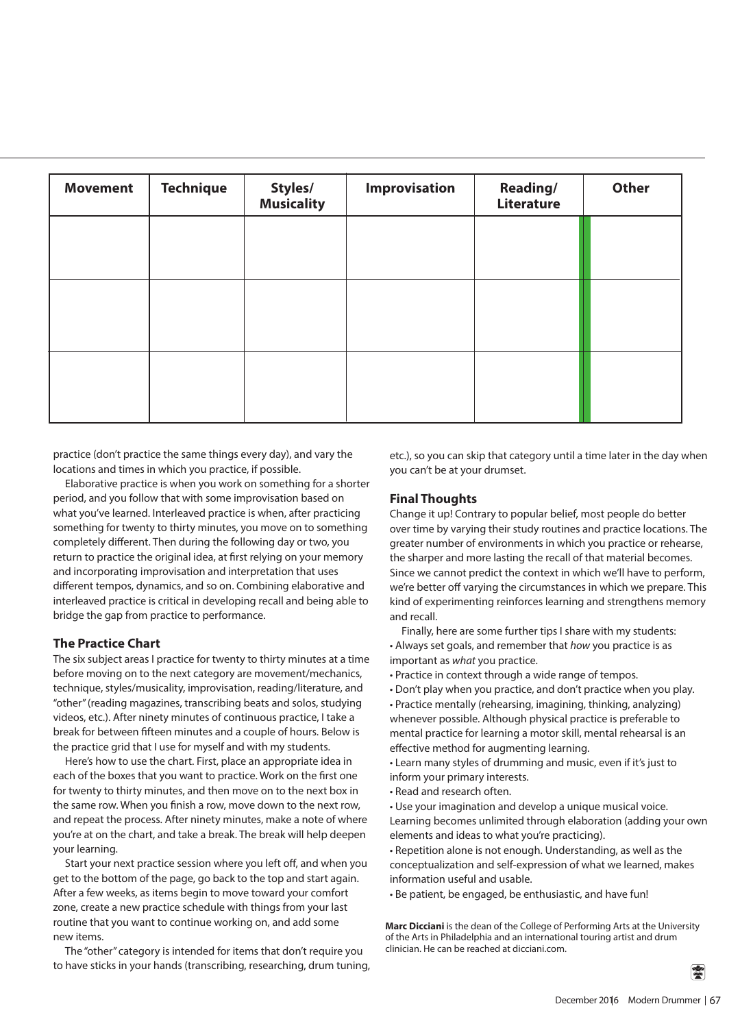| Movement | Technique | Styles/ Musicality | Improvisation | Reading/ Literature | Other |
| --- | --- | --- | --- | --- | --- |
| | | | | | |
| | | | | | |
| | | | | | |

practice (don't practice the same things every day), and vary the locations and times in which you practice, if possible.

Elaborative practice is when you work on something for a shorter period, and you follow that with some improvisation based on what you've learned. Interleaved practice is when, after practicing something for twenty to thirty minutes, you move on to something completely different. Then during the following day or two, you return to practice the original idea, at first relying on your memory and incorporating improvisation and interpretation that uses different tempos, dynamics, and so on. Combining elaborative and interleaved practice is critical in developing recall and being able to bridge the gap from practice to performance.

### The Practice Chart

The six subject areas I practice for twenty to thirty minutes at a time before moving on to the next category are movement/mechanics, technique, styles/musicality, improvisation, reading/literature, and "other" (reading magazines, transcribing beats and solos, studying videos, etc.). After ninety minutes of continuous practice, I take a break for between fifteen minutes and a couple of hours. Below is the practice grid that I use for myself and with my students.

Here's how to use the chart. First, place an appropriate idea in each of the boxes that you want to practice. Work on the first one for twenty to thirty minutes, and then move on to the next box in the same row. When you finish a row, move down to the next row, and repeat the process. After ninety minutes, make a note of where you're at on the chart, and take a break. The break will help deepen your learning.

Start your next practice session where you left off, and when you get to the bottom of the page, go back to the top and start again. After a few weeks, as items begin to move toward your comfort zone, create a new practice schedule with things from your last routine that you want to continue working on, and add some new items.

The "other" category is intended for items that don't require you to have sticks in your hands (transcribing, researching, drum tuning, etc.), so you can skip that category until a time later in the day when you can't be at your drumset.

### Final Thoughts

Change it up! Contrary to popular belief, most people do better over time by varying their study routines and practice locations. The greater number of environments in which you practice or rehearse, the sharper and more lasting the recall of that material becomes. Since we cannot predict the context in which we'll have to perform, we're better off varying the circumstances in which we prepare. This kind of experimenting reinforces learning and strengthens memory and recall.

Finally, here are some further tips I share with my students:

- Always set goals, and remember that *how* you practice is as important as *what* you practice.
- Practice in context through a wide range of tempos.
- Don't play when you practice, and don't practice when you play.
- Practice mentally (rehearsing, imagining, thinking, analyzing) whenever possible. Although physical practice is preferable to mental practice for learning a motor skill, mental rehearsal is an effective method for augmenting learning.
- Learn many styles of drumming and music, even if it's just to inform your primary interests.
- Read and research often.
- Use your imagination and develop a unique musical voice. Learning becomes unlimited through elaboration (adding your own elements and ideas to what you're practicing).
- Repetition alone is not enough. Understanding, as well as the conceptualization and self-expression of what we learned, makes information useful and usable.
- Be patient, be engaged, be enthusiastic, and have fun!

**Marc Dicciani** is the dean of the College of Performing Arts at the University of the Arts in Philadelphia and an international touring artist and drum clinician. He can be reached at dicciani.com.